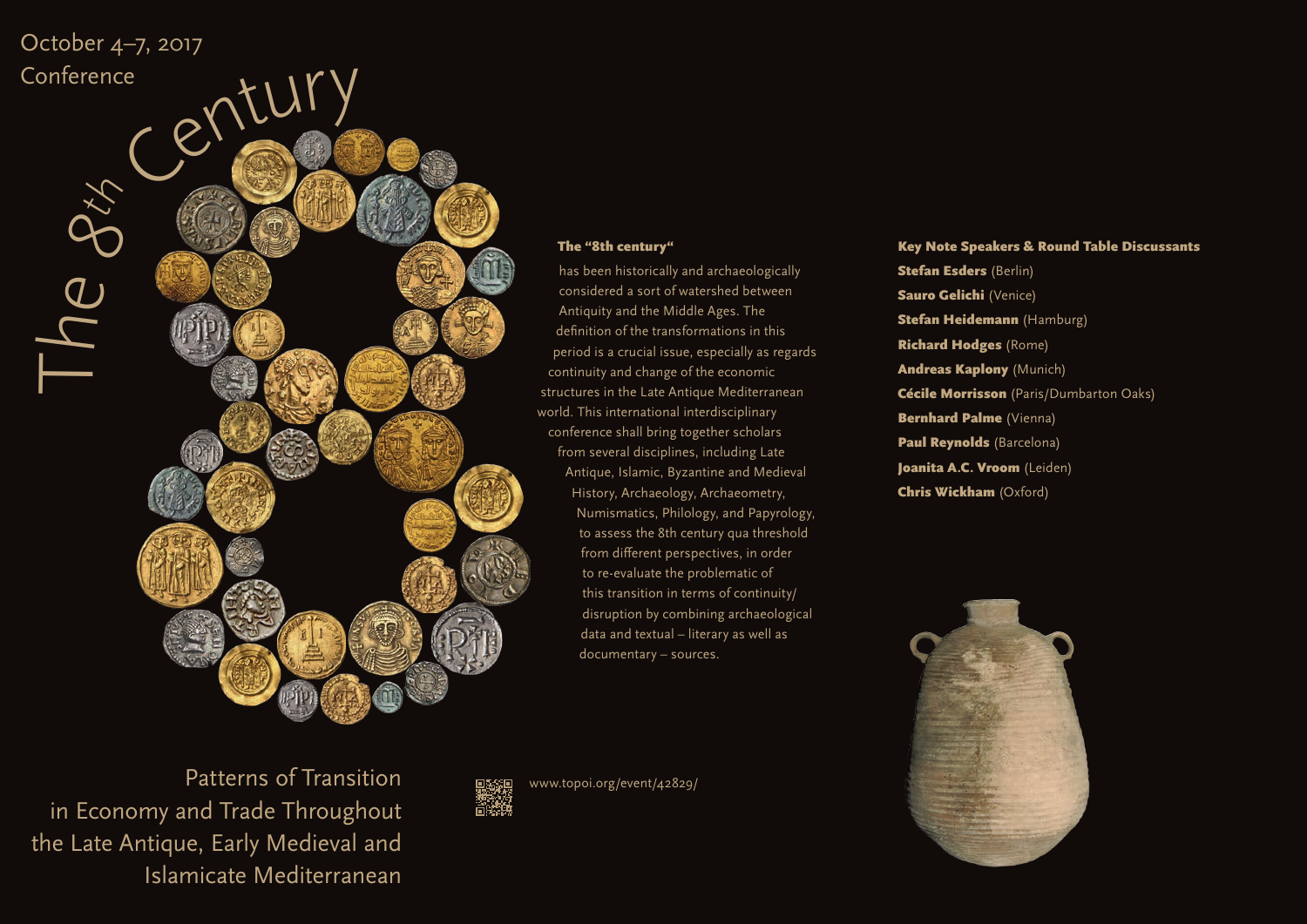October 4–7, 2017
Conference

# The 8th Century

## Patterns of Transition in Economy and Trade Throughout the Late Antique, Early Medieval and Islamicate Mediterranean

**The "8th century"** has been historically and archaeologically considered a sort of watershed between Antiquity and the Middle Ages. The definition of the transformations in this period is a crucial issue, especially as regards continuity and change of the economic structures in the Late Antique Mediterranean world. This international interdisciplinary conference shall bring together scholars from several disciplines, including Late Antique, Islamic, Byzantine and Medieval History, Archaeology, Archaeometry, Numismatics, Philology, and Papyrology, to assess the 8th century qua threshold from different perspectives, in order to re-evaluate the problematic of this transition in terms of continuity/disruption by combining archaeological data and textual – literary as well as documentary – sources.

**Key Note Speakers & Round Table Discussants**

**Stefan Esders** (Berlin)
**Sauro Gelichi** (Venice)
**Stefan Heidemann** (Hamburg)
**Richard Hodges** (Rome)
**Andreas Kaplony** (Munich)
**Cécile Morrisson** (Paris/Dumbarton Oaks)
**Bernhard Palme** (Vienna)
**Paul Reynolds** (Barcelona)
**Joanita A.C. Vroom** (Leiden)
**Chris Wickham** (Oxford)

www.topoi.org/event/42829/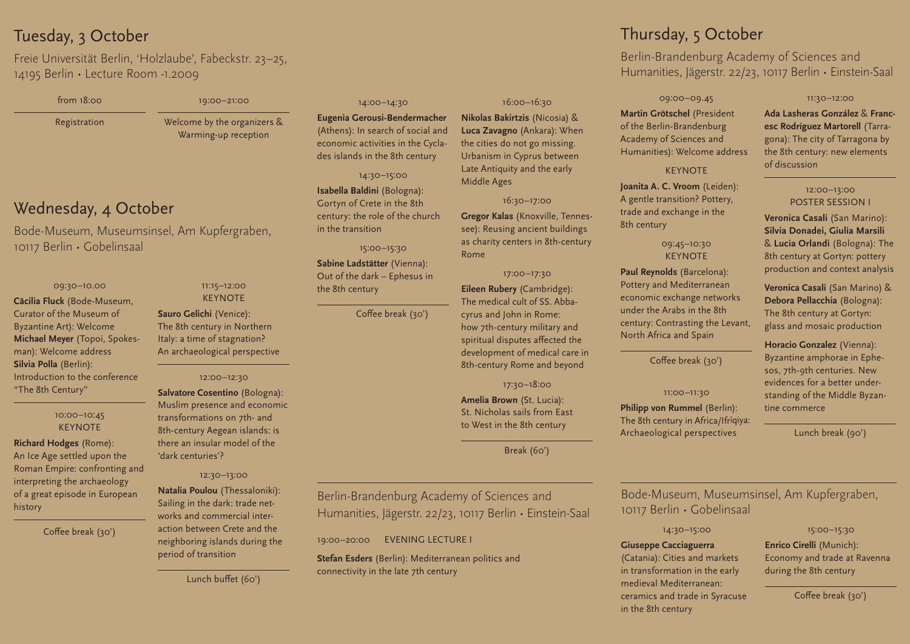## Tuesday, 3 October

Freie Universität Berlin, 'Holzlaube', Fabeckstr. 23–25, 14195 Berlin • Lecture Room -1.2009

from 18:00

Registration

19:00–21:00

Welcome by the organizers & Warming-up reception

## Wednesday, 4 October

Bode-Museum, Museumsinsel, Am Kupfergraben, 10117 Berlin • Gobelinsaal

09:30–10.00

**Cäcilia Fluck** (Bode-Museum, Curator of the Museum of Byzantine Art): Welcome
**Michael Meyer** (Topoi, Spokesman): Welcome address
**Silvia Polla** (Berlin): Introduction to the conference "The 8th Century"

10:00–10:45
KEYNOTE

**Richard Hodges** (Rome): An Ice Age settled upon the Roman Empire: confronting and interpreting the archaeology of a great episode in European history

Coffee break (30')

11:15–12:00
KEYNOTE

**Sauro Gelichi** (Venice): The 8th century in Northern Italy: a time of stagnation? An archaeological perspective

12:00–12:30

**Salvatore Cosentino** (Bologna): Muslim presence and economic transformations on 7th- and 8th-century Aegean islands: is there an insular model of the 'dark centuries'?

12:30–13:00

**Natalia Poulou** (Thessaloniki): Sailing in the dark: trade networks and commercial interaction between Crete and the neighboring islands during the period of transition

Lunch buffet (60')

14:00–14:30

**Eugenia Gerousi-Bendermacher** (Athens): In search of social and economic activities in the Cyclades islands in the 8th century

14:30–15:00

**Isabella Baldini** (Bologna): Gortyn of Crete in the 8th century: the role of the church in the transition

15:00–15:30

**Sabine Ladstätter** (Vienna): Out of the dark – Ephesus in the 8th century

Coffee break (30')

16:00–16:30

**Nikolas Bakirtzis** (Nicosia) & **Luca Zavagno** (Ankara): When the cities do not go missing. Urbanism in Cyprus between Late Antiquity and the early Middle Ages

16:30–17:00

**Gregor Kalas** (Knoxville, Tennessee): Reusing ancient buildings as charity centers in 8th-century Rome

17:00–17:30

**Eileen Rubery** (Cambridge): The medical cult of SS. Abbacyrus and John in Rome: how 7th-century military and spiritual disputes affected the development of medical care in 8th-century Rome and beyond

17:30–18:00

**Amelia Brown** (St. Lucia): St. Nicholas sails from East to West in the 8th century

Break (60')

Berlin-Brandenburg Academy of Sciences and Humanities, Jägerstr. 22/23, 10117 Berlin • Einstein-Saal

19:00–20:00 EVENING LECTURE I

**Stefan Esders** (Berlin): Mediterranean politics and connectivity in the late 7th century

## Thursday, 5 October

Berlin-Brandenburg Academy of Sciences and Humanities, Jägerstr. 22/23, 10117 Berlin • Einstein-Saal

09:00–09.45

**Martin Grötschel** (President of the Berlin-Brandenburg Academy of Sciences and Humanities): Welcome address

KEYNOTE

**Joanita A. C. Vroom** (Leiden): A gentle transition? Pottery, trade and exchange in the 8th century

09:45–10:30
KEYNOTE

**Paul Reynolds** (Barcelona): Pottery and Mediterranean economic exchange networks under the Arabs in the 8th century: Contrasting the Levant, North Africa and Spain

Coffee break (30')

11:00–11:30

**Philipp von Rummel** (Berlin): The 8th century in Africa/Ifriqiya: Archaeological perspectives

11:30–12:00

**Ada Lasheras González** & **Francesc Rodríguez Martorell** (Tarragona): The city of Tarragona by the 8th century: new elements of discussion

12:00–13:00
POSTER SESSION I

**Veronica Casali** (San Marino): **Silvia Donadei, Giulia Marsili** & **Lucia Orlandi** (Bologna): The 8th century at Gortyn: pottery production and context analysis

**Veronica Casali** (San Marino) & **Debora Pellacchia** (Bologna): The 8th century at Gortyn: glass and mosaic production

**Horacio Gonzalez** (Vienna): Byzantine amphorae in Ephesos, 7th-9th centuries. New evidences for a better understanding of the Middle Byzantine commerce

Lunch break (90')

Bode-Museum, Museumsinsel, Am Kupfergraben, 10117 Berlin • Gobelinsaal

14:30–15:00

**Giuseppe Cacciaguerra** (Catania): Cities and markets in transformation in the early medieval Mediterranean: ceramics and trade in Syracuse in the 8th century

15:00–15:30

**Enrico Cirelli** (Munich): Economy and trade at Ravenna during the 8th century

Coffee break (30')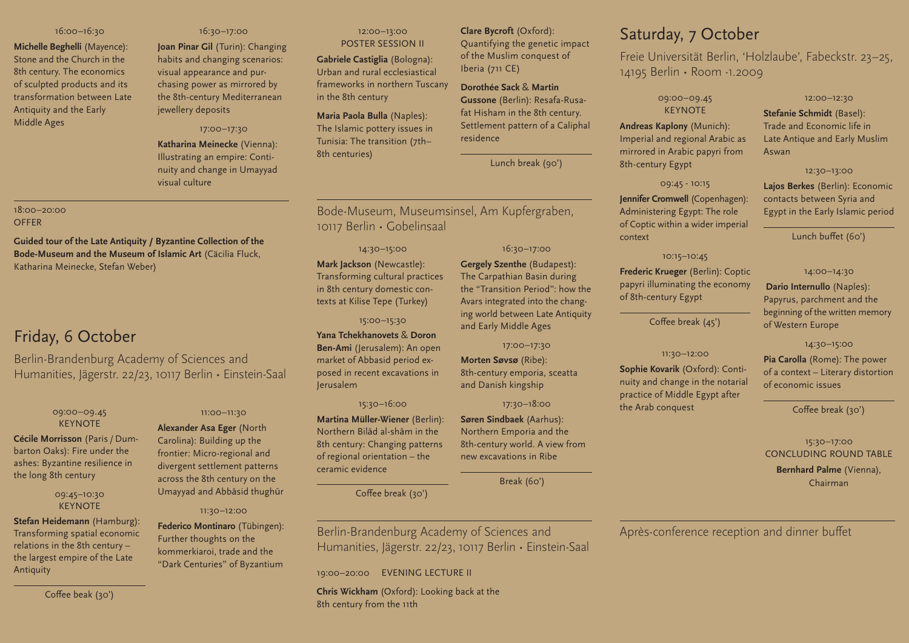16:00–16:30

**Michelle Beghelli** (Mayence): Stone and the Church in the 8th century. The economics of sculpted products and its transformation between Late Antiquity and the Early Middle Ages

16:30–17:00

**Joan Pinar Gil** (Turin): Changing habits and changing scenarios: visual appearance and purchasing power as mirrored by the 8th-century Mediterranean jewellery deposits

17:00–17:30

**Katharina Meinecke** (Vienna): Illustrating an empire: Continuity and change in Umayyad visual culture

18:00–20:00
OFFER

**Guided tour of the Late Antiquity / Byzantine Collection of the Bode-Museum and the Museum of Islamic Art** (Cäcilia Fluck, Katharina Meinecke, Stefan Weber)

# Friday, 6 October

Berlin-Brandenburg Academy of Sciences and Humanities, Jägerstr. 22/23, 10117 Berlin • Einstein-Saal

09:00–09.45
KEYNOTE

**Cécile Morrisson** (Paris / Dumbarton Oaks): Fire under the ashes: Byzantine resilience in the long 8th century

09:45–10:30
KEYNOTE

**Stefan Heidemann** (Hamburg): Transforming spatial economic relations in the 8th century – the largest empire of the Late Antiquity

Coffee beak (30')

11:00–11:30

**Alexander Asa Eger** (North Carolina): Building up the frontier: Micro-regional and divergent settlement patterns across the 8th century on the Umayyad and Abbāsid thughūr

11:30–12:00

**Federico Montinaro** (Tübingen): Further thoughts on the kommerkiaroi, trade and the "Dark Centuries" of Byzantium

12:00–13:00
POSTER SESSION II

**Gabriele Castiglia** (Bologna): Urban and rural ecclesiastical frameworks in northern Tuscany in the 8th century

**Maria Paola Bulla** (Naples): The Islamic pottery issues in Tunisia: The transition (7th–8th centuries)

**Clare Bycroft** (Oxford): Quantifying the genetic impact of the Muslim conquest of Iberia (711 CE)

**Dorothée Sack** & **Martin Gussone** (Berlin): Resafa-Rusafat Hisham in the 8th century. Settlement pattern of a Caliphal residence

Lunch break (90')

Bode-Museum, Museumsinsel, Am Kupfergraben, 10117 Berlin • Gobelinsaal

14:30–15:00

**Mark Jackson** (Newcastle): Transforming cultural practices in 8th century domestic contexts at Kilise Tepe (Turkey)

15:00–15:30

**Yana Tchekhanovets** & **Doron Ben-Ami** (Jerusalem): An open market of Abbasid period exposed in recent excavations in Jerusalem

15:30–16:00

**Martina Müller-Wiener** (Berlin): Northern Bilād al-shām in the 8th century: Changing patterns of regional orientation – the ceramic evidence

Coffee break (30')

16:30–17:00

**Gergely Szenthe** (Budapest): The Carpathian Basin during the "Transition Period": how the Avars integrated into the changing world between Late Antiquity and Early Middle Ages

17:00–17:30

**Morten Søvsø** (Ribe): 8th-century emporia, sceatta and Danish kingship

17:30–18:00

**Søren Sindbaek** (Aarhus): Northern Emporia and the 8th-century world. A view from new excavations in Ribe

Break (60')

Berlin-Brandenburg Academy of Sciences and Humanities, Jägerstr. 22/23, 10117 Berlin • Einstein-Saal

19:00–20:00 EVENING LECTURE II

**Chris Wickham** (Oxford): Looking back at the 8th century from the 11th

# Saturday, 7 October

Freie Universität Berlin, 'Holzlaube', Fabeckstr. 23–25, 14195 Berlin • Room -1.2009

09:00–09.45
KEYNOTE

**Andreas Kaplony** (Munich): Imperial and regional Arabic as mirrored in Arabic papyri from 8th-century Egypt

09:45 - 10:15

**Jennifer Cromwell** (Copenhagen): Administering Egypt: The role of Coptic within a wider imperial context

10:15–10:45

**Frederic Krueger** (Berlin): Coptic papyri illuminating the economy of 8th-century Egypt

Coffee break (45')

11:30–12:00

**Sophie Kovarik** (Oxford): Continuity and change in the notarial practice of Middle Egypt after the Arab conquest

12:00–12:30

**Stefanie Schmidt** (Basel): Trade and Economic life in Late Antique and Early Muslim Aswan

12:30–13:00

**Lajos Berkes** (Berlin): Economic contacts between Syria and Egypt in the Early Islamic period

Lunch buffet (60')

14:00–14:30

**Dario Internullo** (Naples): Papyrus, parchment and the beginning of the written memory of Western Europe

14:30–15:00

**Pia Carolla** (Rome): The power of a context – Literary distortion of economic issues

Coffee break (30')

15:30–17:00
CONCLUDING ROUND TABLE

**Bernhard Palme** (Vienna), Chairman

Après-conference reception and dinner buffet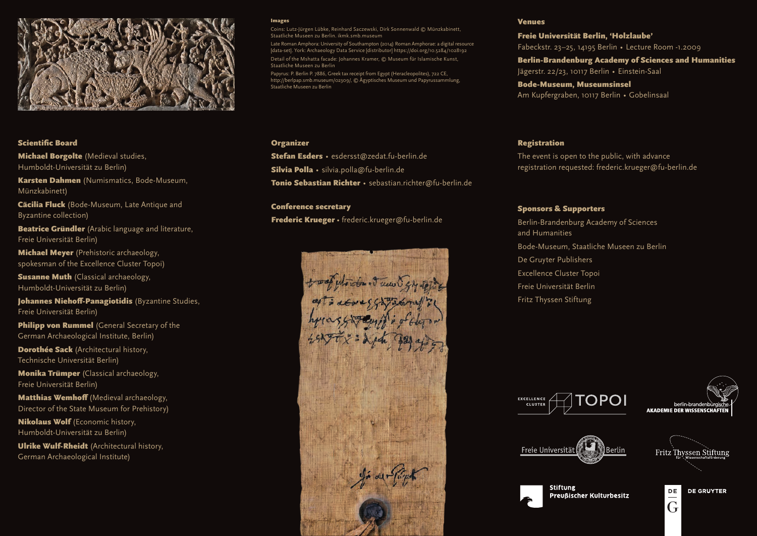### Images

Coins: Lutz-Jürgen Lübke, Reinhard Saczewski, Dirk Sonnenwald © Münzkabinett, Staatliche Museen zu Berlin. ikmk.smb.museum

Late Roman Amphora: University of Southampton (2014) Roman Amphorae: a digital resource [data-set]. York: Archaeology Data Service [distributor] https://doi.org/10.5284/1028192

Detail of the Mshatta facade: Johannes Kramer, © Museum für Islamische Kunst, Staatliche Museen zu Berlin

Papyrus: P. Berlin P. 7886, Greek tax receipt from Egypt (Heracleopolites), 722 CE, http://berlpap.smb.museum/02309/, © Ägyptisches Museum und Papyrussammlung, Staatliche Museen zu Berlin

### Venues

**Freie Universität Berlin, 'Holzlaube'**
Fabeckstr. 23–25, 14195 Berlin • Lecture Room -1.2009

**Berlin-Brandenburg Academy of Sciences and Humanities**
Jägerstr. 22/23, 10117 Berlin • Einstein-Saal

**Bode-Museum, Museumsinsel**
Am Kupfergraben, 10117 Berlin • Gobelinsaal

### Scientific Board

**Michael Borgolte** (Medieval studies, Humboldt-Universität zu Berlin)

**Karsten Dahmen** (Numismatics, Bode-Museum, Münzkabinett)

**Cäcilia Fluck** (Bode-Museum, Late Antique and Byzantine collection)

**Beatrice Gründler** (Arabic language and literature, Freie Universität Berlin)

**Michael Meyer** (Prehistoric archaeology, spokesman of the Excellence Cluster Topoi)

**Susanne Muth** (Classical archaeology, Humboldt-Universität zu Berlin)

**Johannes Niehoff-Panagiotidis** (Byzantine Studies, Freie Universität Berlin)

**Philipp von Rummel** (General Secretary of the German Archaeological Institute, Berlin)

**Dorothée Sack** (Architectural history, Technische Universität Berlin)

**Monika Trümper** (Classical archaeology, Freie Universität Berlin)

**Matthias Wemhoff** (Medieval archaeology, Director of the State Museum for Prehistory)

**Nikolaus Wolf** (Economic history, Humboldt-Universität zu Berlin)

**Ulrike Wulf-Rheidt** (Architectural history, German Archaeological Institute)

### Organizer

**Stefan Esders** • esdersst@zedat.fu-berlin.de

**Silvia Polla** • silvia.polla@fu-berlin.de

**Tonio Sebastian Richter** • sebastian.richter@fu-berlin.de

### Conference secretary

**Frederic Krueger** • frederic.krueger@fu-berlin.de

### Registration

The event is open to the public, with advance registration requested: frederic.krueger@fu-berlin.de

### Sponsors & Supporters

Berlin-Brandenburg Academy of Sciences and Humanities

Bode-Museum, Staatliche Museen zu Berlin

De Gruyter Publishers

Excellence Cluster Topoi

Freie Universität Berlin

Fritz Thyssen Stiftung